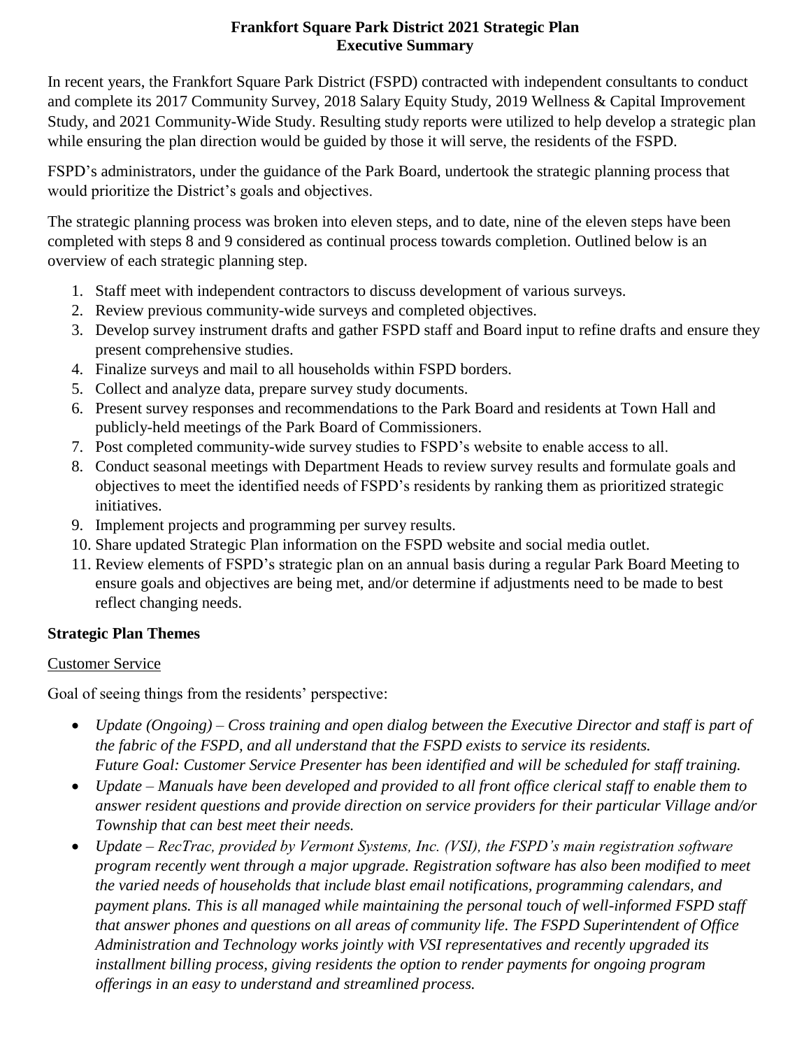# Frankfort Square Park District 2021 Strategic Plan
## Executive Summary

In recent years, the Frankfort Square Park District (FSPD) contracted with independent consultants to conduct and complete its 2017 Community Survey, 2018 Salary Equity Study, 2019 Wellness & Capital Improvement Study, and 2021 Community-Wide Study. Resulting study reports were utilized to help develop a strategic plan while ensuring the plan direction would be guided by those it will serve, the residents of the FSPD.

FSPD's administrators, under the guidance of the Park Board, undertook the strategic planning process that would prioritize the District's goals and objectives.

The strategic planning process was broken into eleven steps, and to date, nine of the eleven steps have been completed with steps 8 and 9 considered as continual process towards completion. Outlined below is an overview of each strategic planning step.

1. Staff meet with independent contractors to discuss development of various surveys.
2. Review previous community-wide surveys and completed objectives.
3. Develop survey instrument drafts and gather FSPD staff and Board input to refine drafts and ensure they present comprehensive studies.
4. Finalize surveys and mail to all households within FSPD borders.
5. Collect and analyze data, prepare survey study documents.
6. Present survey responses and recommendations to the Park Board and residents at Town Hall and publicly-held meetings of the Park Board of Commissioners.
7. Post completed community-wide survey studies to FSPD's website to enable access to all.
8. Conduct seasonal meetings with Department Heads to review survey results and formulate goals and objectives to meet the identified needs of FSPD's residents by ranking them as prioritized strategic initiatives.
9. Implement projects and programming per survey results.
10. Share updated Strategic Plan information on the FSPD website and social media outlet.
11. Review elements of FSPD's strategic plan on an annual basis during a regular Park Board Meeting to ensure goals and objectives are being met, and/or determine if adjustments need to be made to best reflect changing needs.

### Strategic Plan Themes

<u>Customer Service</u>

Goal of seeing things from the residents' perspective:

- *Update (Ongoing) – Cross training and open dialog between the Executive Director and staff is part of the fabric of the FSPD, and all understand that the FSPD exists to service its residents.*
  *Future Goal: Customer Service Presenter has been identified and will be scheduled for staff training.*
- *Update – Manuals have been developed and provided to all front office clerical staff to enable them to answer resident questions and provide direction on service providers for their particular Village and/or Township that can best meet their needs.*
- *Update – RecTrac, provided by Vermont Systems, Inc. (VSI), the FSPD's main registration software program recently went through a major upgrade. Registration software has also been modified to meet the varied needs of households that include blast email notifications, programming calendars, and payment plans. This is all managed while maintaining the personal touch of well-informed FSPD staff that answer phones and questions on all areas of community life. The FSPD Superintendent of Office Administration and Technology works jointly with VSI representatives and recently upgraded its installment billing process, giving residents the option to render payments for ongoing program offerings in an easy to understand and streamlined process.*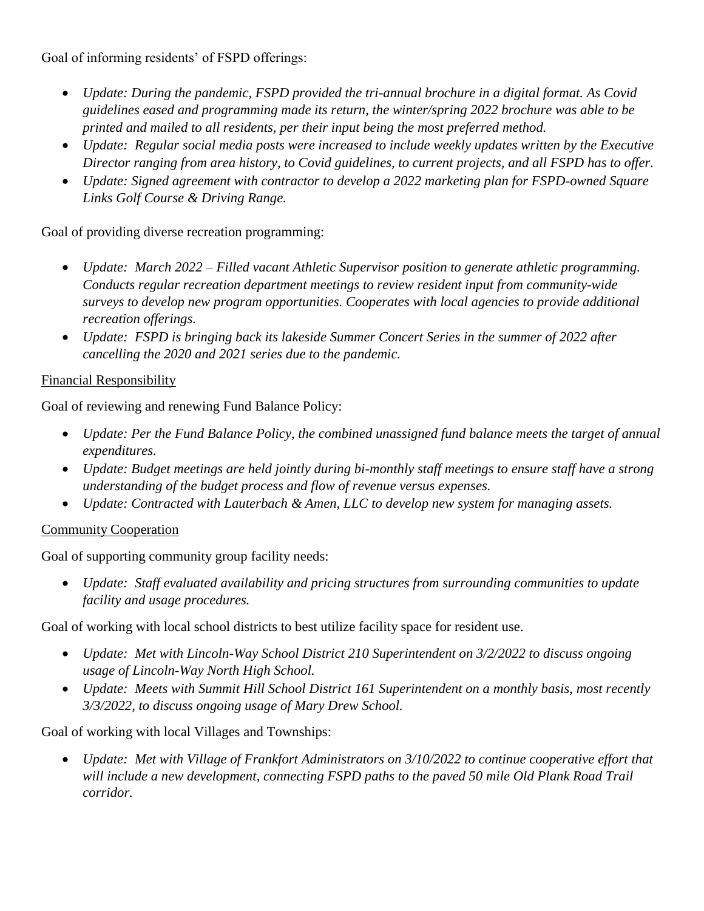Goal of informing residents' of FSPD offerings:

- *Update: During the pandemic, FSPD provided the tri-annual brochure in a digital format. As Covid guidelines eased and programming made its return, the winter/spring 2022 brochure was able to be printed and mailed to all residents, per their input being the most preferred method.*
- *Update: Regular social media posts were increased to include weekly updates written by the Executive Director ranging from area history, to Covid guidelines, to current projects, and all FSPD has to offer.*
- *Update: Signed agreement with contractor to develop a 2022 marketing plan for FSPD-owned Square Links Golf Course & Driving Range.*

Goal of providing diverse recreation programming:

- *Update: March 2022 – Filled vacant Athletic Supervisor position to generate athletic programming. Conducts regular recreation department meetings to review resident input from community-wide surveys to develop new program opportunities. Cooperates with local agencies to provide additional recreation offerings.*
- *Update: FSPD is bringing back its lakeside Summer Concert Series in the summer of 2022 after cancelling the 2020 and 2021 series due to the pandemic.*

<u>Financial Responsibility</u>

Goal of reviewing and renewing Fund Balance Policy:

- *Update: Per the Fund Balance Policy, the combined unassigned fund balance meets the target of annual expenditures.*
- *Update: Budget meetings are held jointly during bi-monthly staff meetings to ensure staff have a strong understanding of the budget process and flow of revenue versus expenses.*
- *Update: Contracted with Lauterbach & Amen, LLC to develop new system for managing assets.*

<u>Community Cooperation</u>

Goal of supporting community group facility needs:

- *Update: Staff evaluated availability and pricing structures from surrounding communities to update facility and usage procedures.*

Goal of working with local school districts to best utilize facility space for resident use.

- *Update: Met with Lincoln-Way School District 210 Superintendent on 3/2/2022 to discuss ongoing usage of Lincoln-Way North High School.*
- *Update: Meets with Summit Hill School District 161 Superintendent on a monthly basis, most recently 3/3/2022, to discuss ongoing usage of Mary Drew School.*

Goal of working with local Villages and Townships:

- *Update: Met with Village of Frankfort Administrators on 3/10/2022 to continue cooperative effort that will include a new development, connecting FSPD paths to the paved 50 mile Old Plank Road Trail corridor.*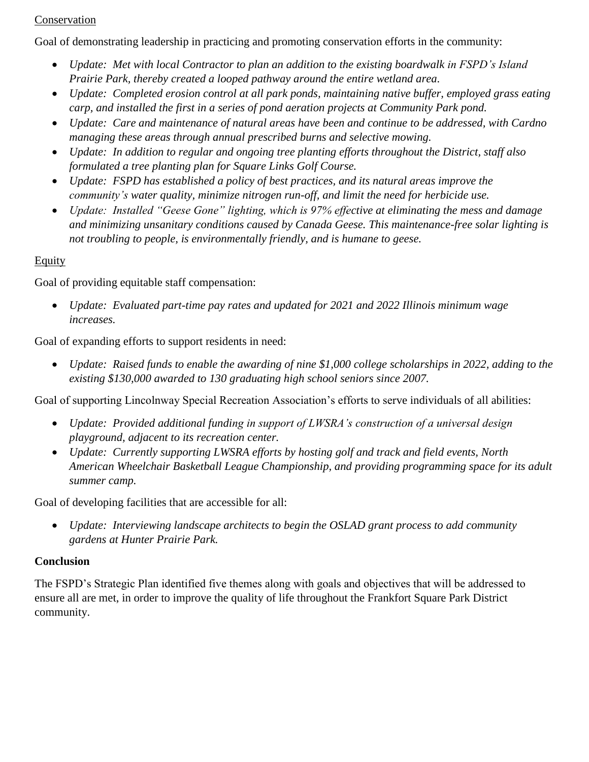Conservation

Goal of demonstrating leadership in practicing and promoting conservation efforts in the community:

- *Update: Met with local Contractor to plan an addition to the existing boardwalk in FSPD's Island Prairie Park, thereby created a looped pathway around the entire wetland area.*
- *Update: Completed erosion control at all park ponds, maintaining native buffer, employed grass eating carp, and installed the first in a series of pond aeration projects at Community Park pond.*
- *Update: Care and maintenance of natural areas have been and continue to be addressed, with Cardno managing these areas through annual prescribed burns and selective mowing.*
- *Update: In addition to regular and ongoing tree planting efforts throughout the District, staff also formulated a tree planting plan for Square Links Golf Course.*
- *Update: FSPD has established a policy of best practices, and its natural areas improve the community's water quality, minimize nitrogen run-off, and limit the need for herbicide use.*
- *Update: Installed "Geese Gone" lighting, which is 97% effective at eliminating the mess and damage and minimizing unsanitary conditions caused by Canada Geese. This maintenance-free solar lighting is not troubling to people, is environmentally friendly, and is humane to geese.*

Equity

Goal of providing equitable staff compensation:

- *Update: Evaluated part-time pay rates and updated for 2021 and 2022 Illinois minimum wage increases.*

Goal of expanding efforts to support residents in need:

- *Update: Raised funds to enable the awarding of nine $1,000 college scholarships in 2022, adding to the existing $130,000 awarded to 130 graduating high school seniors since 2007.*

Goal of supporting Lincolnway Special Recreation Association's efforts to serve individuals of all abilities:

- *Update: Provided additional funding in support of LWSRA's construction of a universal design playground, adjacent to its recreation center.*
- *Update: Currently supporting LWSRA efforts by hosting golf and track and field events, North American Wheelchair Basketball League Championship, and providing programming space for its adult summer camp.*

Goal of developing facilities that are accessible for all:

- *Update: Interviewing landscape architects to begin the OSLAD grant process to add community gardens at Hunter Prairie Park.*

**Conclusion**

The FSPD's Strategic Plan identified five themes along with goals and objectives that will be addressed to ensure all are met, in order to improve the quality of life throughout the Frankfort Square Park District community.